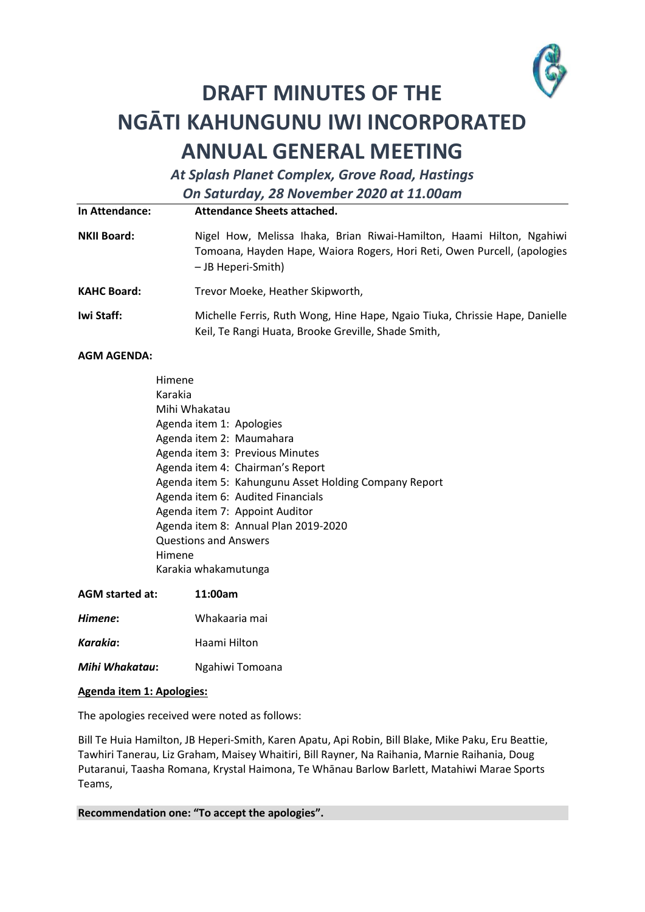# DRAFT MINUTES OF THE NGĀTI KAHUNGUNU IWI INCORPORATED ANNUAL GENERAL MEETING

*At Splash Planet Complex, Grove Road, Hastings*
*On Saturday, 28 November 2020 at 11.00am*

**In Attendance:** **Attendance Sheets attached.**

**NKII Board:** Nigel How, Melissa Ihaka, Brian Riwai-Hamilton, Haami Hilton, Ngahiwi Tomoana, Hayden Hape, Waiora Rogers, Hori Reti, Owen Purcell, (apologies – JB Heperi-Smith)

**KAHC Board:** Trevor Moeke, Heather Skipworth,

**Iwi Staff:** Michelle Ferris, Ruth Wong, Hine Hape, Ngaio Tiuka, Chrissie Hape, Danielle Keil, Te Rangi Huata, Brooke Greville, Shade Smith,

**AGM AGENDA:**

Himene
Karakia
Mihi Whakatau
Agenda item 1: Apologies
Agenda item 2: Maumahara
Agenda item 3: Previous Minutes
Agenda item 4: Chairman's Report
Agenda item 5: Kahungunu Asset Holding Company Report
Agenda item 6: Audited Financials
Agenda item 7: Appoint Auditor
Agenda item 8: Annual Plan 2019-2020
Questions and Answers
Himene
Karakia whakamutunga

**AGM started at:** **11:00am**

***Himene*:** Whakaaria mai

***Karakia*:** Haami Hilton

***Mihi Whakatau*:** Ngahiwi Tomoana

**Agenda item 1: Apologies:**

The apologies received were noted as follows:

Bill Te Huia Hamilton, JB Heperi-Smith, Karen Apatu, Api Robin, Bill Blake, Mike Paku, Eru Beattie, Tawhiri Tanerau, Liz Graham, Maisey Whaitiri, Bill Rayner, Na Raihania, Marnie Raihania, Doug Putaranui, Taasha Romana, Krystal Haimona, Te Whānau Barlow Barlett, Matahiwi Marae Sports Teams,

**Recommendation one: "To accept the apologies".**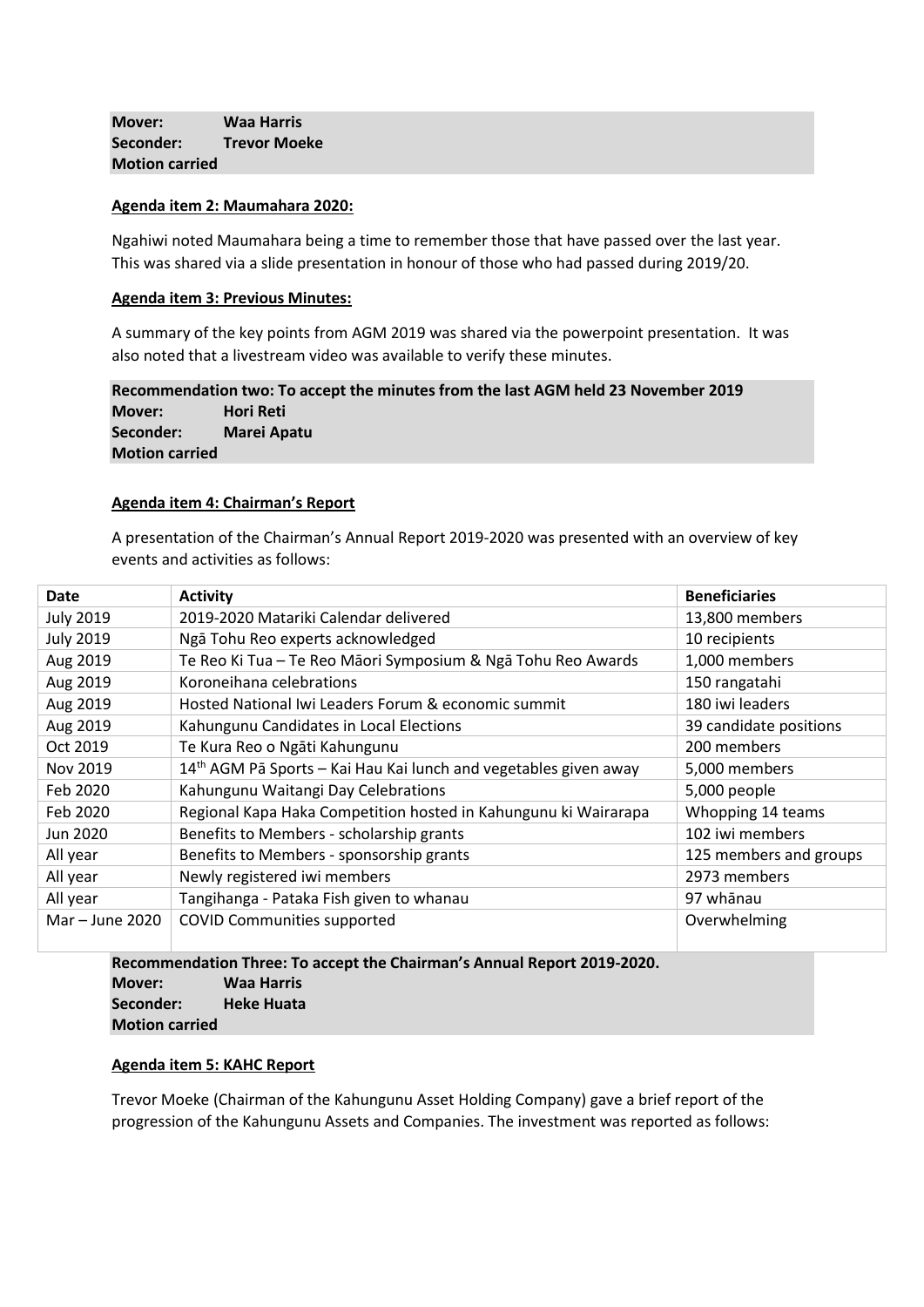**Mover:** **Waa Harris**
**Seconder:** **Trevor Moeke**
**Motion carried**

**Agenda item 2: Maumahara 2020:**

Ngahiwi noted Maumahara being a time to remember those that have passed over the last year. This was shared via a slide presentation in honour of those who had passed during 2019/20.

**Agenda item 3: Previous Minutes:**

A summary of the key points from AGM 2019 was shared via the powerpoint presentation. It was also noted that a livestream video was available to verify these minutes.

**Recommendation two: To accept the minutes from the last AGM held 23 November 2019**
**Mover:** **Hori Reti**
**Seconder:** **Marei Apatu**
**Motion carried**

**Agenda item 4: Chairman's Report**

A presentation of the Chairman's Annual Report 2019-2020 was presented with an overview of key events and activities as follows:

| Date | Activity | Beneficiaries |
|---|---|---|
| July 2019 | 2019-2020 Matariki Calendar delivered | 13,800 members |
| July 2019 | Ngā Tohu Reo experts acknowledged | 10 recipients |
| Aug 2019 | Te Reo Ki Tua – Te Reo Māori Symposium & Ngā Tohu Reo Awards | 1,000 members |
| Aug 2019 | Koroneihana celebrations | 150 rangatahi |
| Aug 2019 | Hosted National Iwi Leaders Forum & economic summit | 180 iwi leaders |
| Aug 2019 | Kahungunu Candidates in Local Elections | 39 candidate positions |
| Oct 2019 | Te Kura Reo o Ngāti Kahungunu | 200 members |
| Nov 2019 | 14th AGM Pā Sports – Kai Hau Kai lunch and vegetables given away | 5,000 members |
| Feb 2020 | Kahungunu Waitangi Day Celebrations | 5,000 people |
| Feb 2020 | Regional Kapa Haka Competition hosted in Kahungunu ki Wairarapa | Whopping 14 teams |
| Jun 2020 | Benefits to Members - scholarship grants | 102 iwi members |
| All year | Benefits to Members - sponsorship grants | 125 members and groups |
| All year | Newly registered iwi members | 2973 members |
| All year | Tangihanga - Pataka Fish given to whanau | 97 whānau |
| Mar – June 2020 | COVID Communities supported | Overwhelming |

**Recommendation Three: To accept the Chairman's Annual Report 2019-2020.**
**Mover:** **Waa Harris**
**Seconder:** **Heke Huata**
**Motion carried**

**Agenda item 5: KAHC Report**

Trevor Moeke (Chairman of the Kahungunu Asset Holding Company) gave a brief report of the progression of the Kahungunu Assets and Companies. The investment was reported as follows: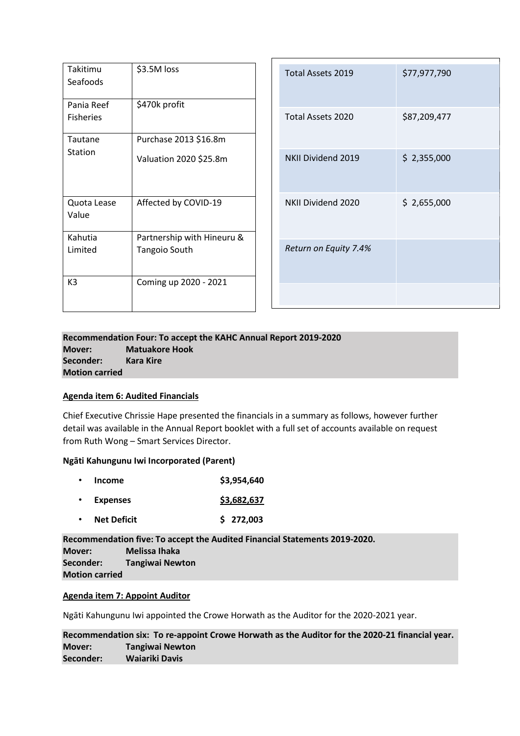| Takitimu Seafoods | $3.5M loss |
| --- | --- |
| Pania Reef Fisheries | $470k profit |
| Tautane Station | Purchase 2013 $16.8m<br>Valuation 2020 $25.8m |
| Quota Lease Value | Affected by COVID-19 |
| Kahutia Limited | Partnership with Hineuru & Tangoio South |
| K3 | Coming up 2020 - 2021 |

| Total Assets 2019 | $77,977,790 |
| --- | --- |
| Total Assets 2020 | $87,209,477 |
| NKII Dividend 2019 | $ 2,355,000 |
| NKII Dividend 2020 | $ 2,655,000 |
| *Return on Equity 7.4%* | |
| | |

**Recommendation Four: To accept the KAHC Annual Report 2019-2020**
**Mover:** **Matuakore Hook**
**Seconder:** **Kara Kire**
**Motion carried**

**Agenda item 6: Audited Financials**

Chief Executive Chrissie Hape presented the financials in a summary as follows, however further detail was available in the Annual Report booklet with a full set of accounts available on request from Ruth Wong – Smart Services Director.

**Ngāti Kahungunu Iwi Incorporated (Parent)**

- **Income** **$3,954,640**
- **Expenses** **$3,682,637**
- **Net Deficit** **$ 272,003**

**Recommendation five: To accept the Audited Financial Statements 2019-2020.**
**Mover:** **Melissa Ihaka**
**Seconder:** **Tangiwai Newton**
**Motion carried**

**Agenda item 7: Appoint Auditor**

Ngāti Kahungunu Iwi appointed the Crowe Horwath as the Auditor for the 2020-2021 year.

**Recommendation six: To re-appoint Crowe Horwath as the Auditor for the 2020-21 financial year.**
**Mover:** **Tangiwai Newton**
**Seconder:** **Waiariki Davis**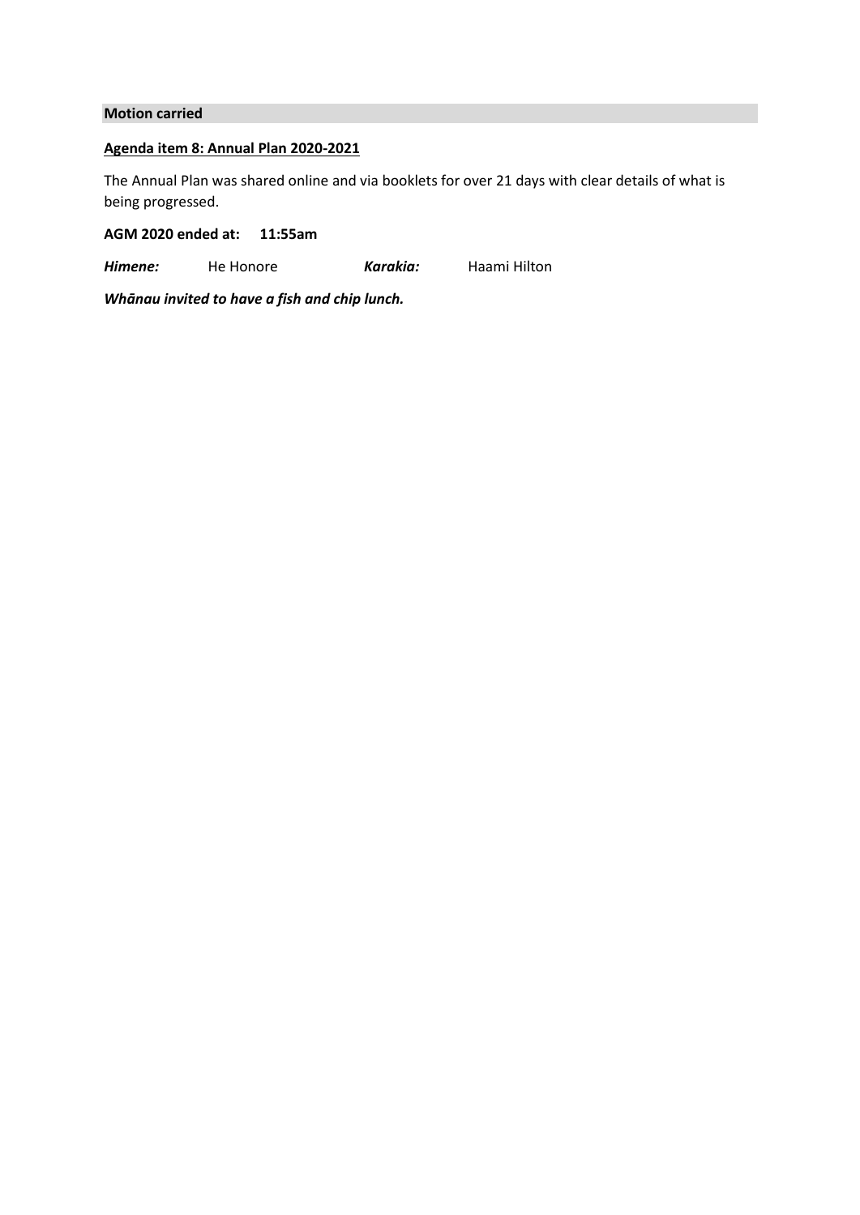**Motion carried**

**Agenda item 8: Annual Plan 2020-2021**

The Annual Plan was shared online and via booklets for over 21 days with clear details of what is being progressed.

**AGM 2020 ended at: 11:55am**

***Himene:*** He Honore ***Karakia:*** Haami Hilton

***Whānau invited to have a fish and chip lunch.***